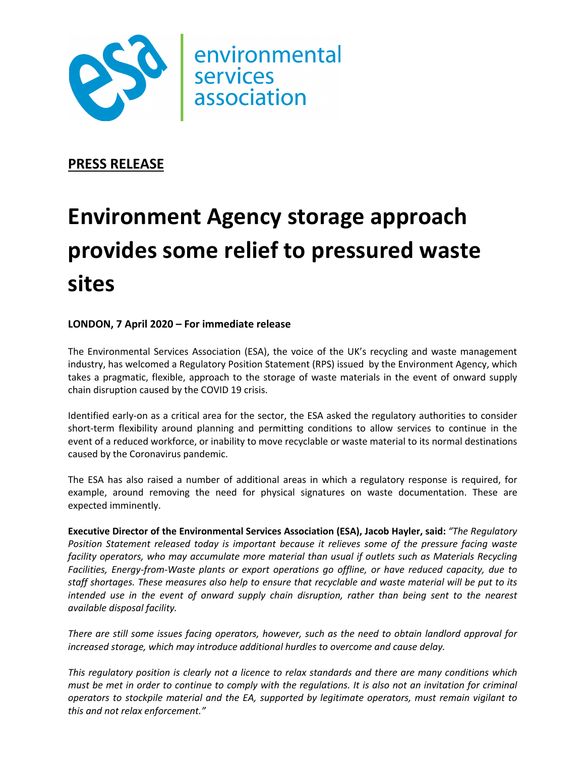environmental services association

**PRESS RELEASE**

# Environment Agency storage approach provides some relief to pressured waste sites

**LONDON, 7 April 2020 – For immediate release**

The Environmental Services Association (ESA), the voice of the UK's recycling and waste management industry, has welcomed a Regulatory Position Statement (RPS) issued by the Environment Agency, which takes a pragmatic, flexible, approach to the storage of waste materials in the event of onward supply chain disruption caused by the COVID 19 crisis.

Identified early-on as a critical area for the sector, the ESA asked the regulatory authorities to consider short-term flexibility around planning and permitting conditions to allow services to continue in the event of a reduced workforce, or inability to move recyclable or waste material to its normal destinations caused by the Coronavirus pandemic.

The ESA has also raised a number of additional areas in which a regulatory response is required, for example, around removing the need for physical signatures on waste documentation. These are expected imminently.

**Executive Director of the Environmental Services Association (ESA), Jacob Hayler, said:** *"The Regulatory Position Statement released today is important because it relieves some of the pressure facing waste facility operators, who may accumulate more material than usual if outlets such as Materials Recycling Facilities, Energy-from-Waste plants or export operations go offline, or have reduced capacity, due to staff shortages. These measures also help to ensure that recyclable and waste material will be put to its intended use in the event of onward supply chain disruption, rather than being sent to the nearest available disposal facility.*

*There are still some issues facing operators, however, such as the need to obtain landlord approval for increased storage, which may introduce additional hurdles to overcome and cause delay.*

*This regulatory position is clearly not a licence to relax standards and there are many conditions which must be met in order to continue to comply with the regulations. It is also not an invitation for criminal operators to stockpile material and the EA, supported by legitimate operators, must remain vigilant to this and not relax enforcement."*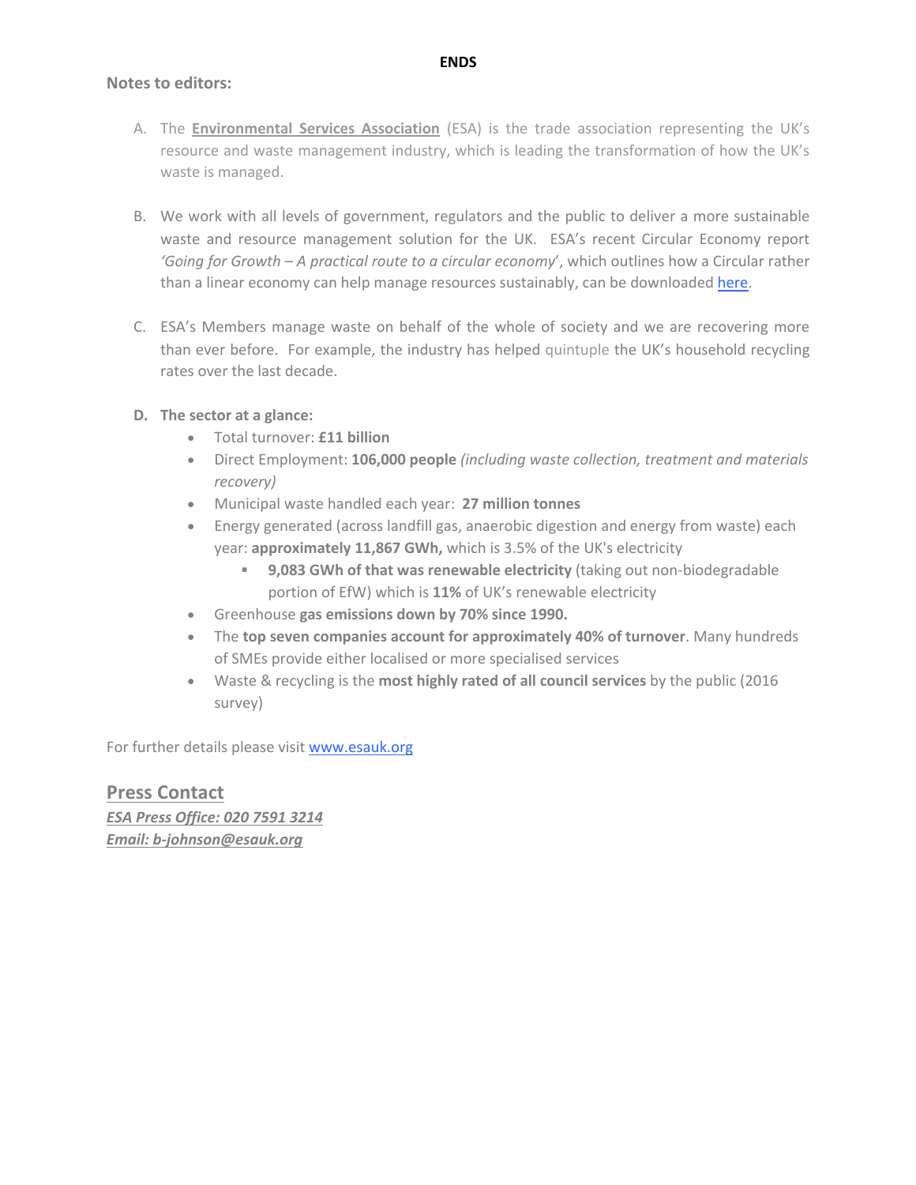**ENDS**

**Notes to editors:**

A. The **Environmental Services Association** (ESA) is the trade association representing the UK's resource and waste management industry, which is leading the transformation of how the UK's waste is managed.

B. We work with all levels of government, regulators and the public to deliver a more sustainable waste and resource management solution for the UK. ESA's recent Circular Economy report *'Going for Growth – A practical route to a circular economy*', which outlines how a Circular rather than a linear economy can help manage resources sustainably, can be downloaded here.

C. ESA's Members manage waste on behalf of the whole of society and we are recovering more than ever before. For example, the industry has helped quintuple the UK's household recycling rates over the last decade.

D. **The sector at a glance:**
   - Total turnover: **£11 billion**
   - Direct Employment: **106,000 people** *(including waste collection, treatment and materials recovery)*
   - Municipal waste handled each year: **27 million tonnes**
   - Energy generated (across landfill gas, anaerobic digestion and energy from waste) each year: **approximately 11,867 GWh,** which is 3.5% of the UK's electricity
     - **9,083 GWh of that was renewable electricity** (taking out non-biodegradable portion of EfW) which is **11%** of UK's renewable electricity
   - Greenhouse **gas emissions down by 70% since 1990.**
   - The **top seven companies account for approximately 40% of turnover**. Many hundreds of SMEs provide either localised or more specialised services
   - Waste & recycling is the **most highly rated of all council services** by the public (2016 survey)

For further details please visit www.esauk.org

## Press Contact

***ESA Press Office: 020 7591 3214***

***Email: b-johnson@esauk.org***